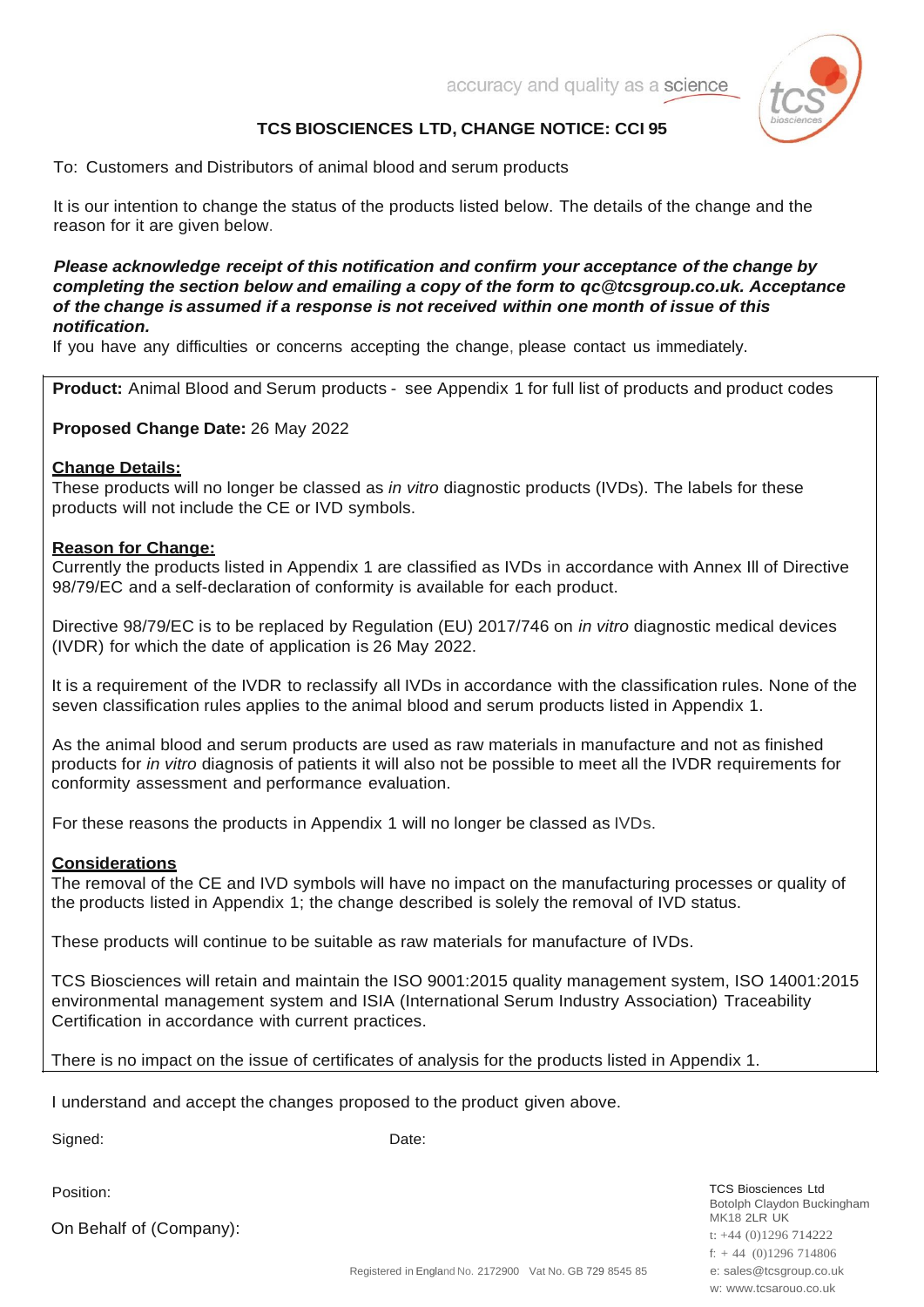accuracy and quality as a science

# TCS BIOSCIENCES LTD, CHANGE NOTICE: CCI 95

To: Customers and Distributors of animal blood and serum products

It is our intention to change the status of the products listed below. The details of the change and the reason for it are given below.

***Please acknowledge receipt of this notification and confirm your acceptance of the change by completing the section below and emailing a copy of the form to qc@tcsgroup.co.uk. Acceptance of the change is assumed if a response is not received within one month of issue of this notification.***

If you have any difficulties or concerns accepting the change, please contact us immediately.

**Product:** Animal Blood and Serum products - see Appendix 1 for full list of products and product codes

**Proposed Change Date:** 26 May 2022

**Change Details:**

These products will no longer be classed as *in vitro* diagnostic products (IVDs). The labels for these products will not include the CE or IVD symbols.

**Reason for Change:**

Currently the products listed in Appendix 1 are classified as IVDs in accordance with Annex Ill of Directive 98/79/EC and a self-declaration of conformity is available for each product.

Directive 98/79/EC is to be replaced by Regulation (EU) 2017/746 on *in vitro* diagnostic medical devices (IVDR) for which the date of application is 26 May 2022.

It is a requirement of the IVDR to reclassify all IVDs in accordance with the classification rules. None of the seven classification rules applies to the animal blood and serum products listed in Appendix 1.

As the animal blood and serum products are used as raw materials in manufacture and not as finished products for *in vitro* diagnosis of patients it will also not be possible to meet all the IVDR requirements for conformity assessment and performance evaluation.

For these reasons the products in Appendix 1 will no longer be classed as IVDs.

**Considerations**

The removal of the CE and IVD symbols will have no impact on the manufacturing processes or quality of the products listed in Appendix 1; the change described is solely the removal of IVD status.

These products will continue to be suitable as raw materials for manufacture of IVDs.

TCS Biosciences will retain and maintain the ISO 9001:2015 quality management system, ISO 14001:2015 environmental management system and ISIA (International Serum Industry Association) Traceability Certification in accordance with current practices.

There is no impact on the issue of certificates of analysis for the products listed in Appendix 1.

I understand and accept the changes proposed to the product given above.

Signed: Date:

Position:

On Behalf of (Company):

TCS Biosciences Ltd
Botolph Claydon Buckingham
MK18 2LR UK
t: +44 (0)1296 714222
f: + 44 (0)1296 714806
e: sales@tcsgroup.co.uk
w: www.tcsarouo.co.uk

Registered in England No. 2172900 Vat No. GB 729 8545 85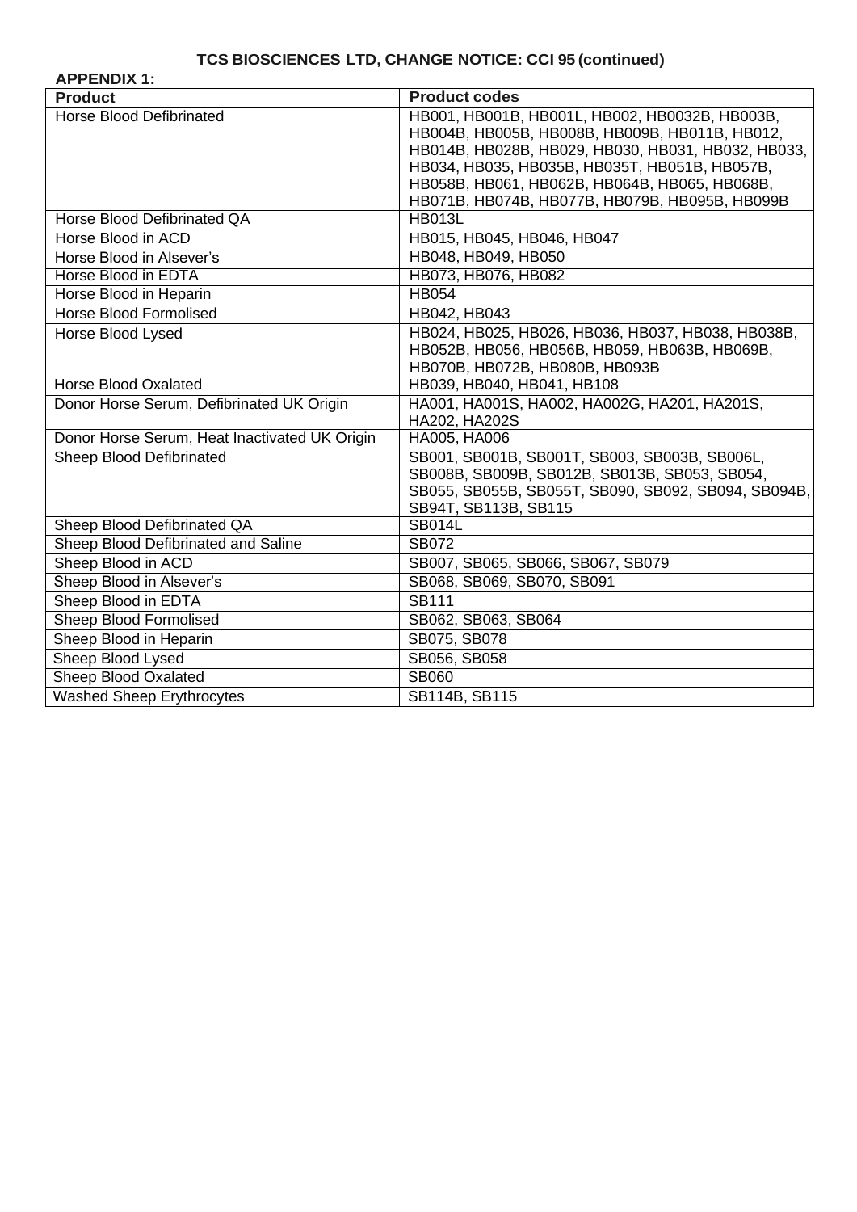# TCS BIOSCIENCES LTD, CHANGE NOTICE: CCI 95 (continued)

**APPENDIX 1:**

| Product | Product codes |
|---|---|
| Horse Blood Defibrinated | HB001, HB001B, HB001L, HB002, HB0032B, HB003B, HB004B, HB005B, HB008B, HB009B, HB011B, HB012, HB014B, HB028B, HB029, HB030, HB031, HB032, HB033, HB034, HB035, HB035B, HB035T, HB051B, HB057B, HB058B, HB061, HB062B, HB064B, HB065, HB068B, HB071B, HB074B, HB077B, HB079B, HB095B, HB099B |
| Horse Blood Defibrinated QA | HB013L |
| Horse Blood in ACD | HB015, HB045, HB046, HB047 |
| Horse Blood in Alsever's | HB048, HB049, HB050 |
| Horse Blood in EDTA | HB073, HB076, HB082 |
| Horse Blood in Heparin | HB054 |
| Horse Blood Formolised | HB042, HB043 |
| Horse Blood Lysed | HB024, HB025, HB026, HB036, HB037, HB038, HB038B, HB052B, HB056, HB056B, HB059, HB063B, HB069B, HB070B, HB072B, HB080B, HB093B |
| Horse Blood Oxalated | HB039, HB040, HB041, HB108 |
| Donor Horse Serum, Defibrinated UK Origin | HA001, HA001S, HA002, HA002G, HA201, HA201S, HA202, HA202S |
| Donor Horse Serum, Heat Inactivated UK Origin | HA005, HA006 |
| Sheep Blood Defibrinated | SB001, SB001B, SB001T, SB003, SB003B, SB006L, SB008B, SB009B, SB012B, SB013B, SB053, SB054, SB055, SB055B, SB055T, SB090, SB092, SB094, SB094B, SB94T, SB113B, SB115 |
| Sheep Blood Defibrinated QA | SB014L |
| Sheep Blood Defibrinated and Saline | SB072 |
| Sheep Blood in ACD | SB007, SB065, SB066, SB067, SB079 |
| Sheep Blood in Alsever's | SB068, SB069, SB070, SB091 |
| Sheep Blood in EDTA | SB111 |
| Sheep Blood Formolised | SB062, SB063, SB064 |
| Sheep Blood in Heparin | SB075, SB078 |
| Sheep Blood Lysed | SB056, SB058 |
| Sheep Blood Oxalated | SB060 |
| Washed Sheep Erythrocytes | SB114B, SB115 |